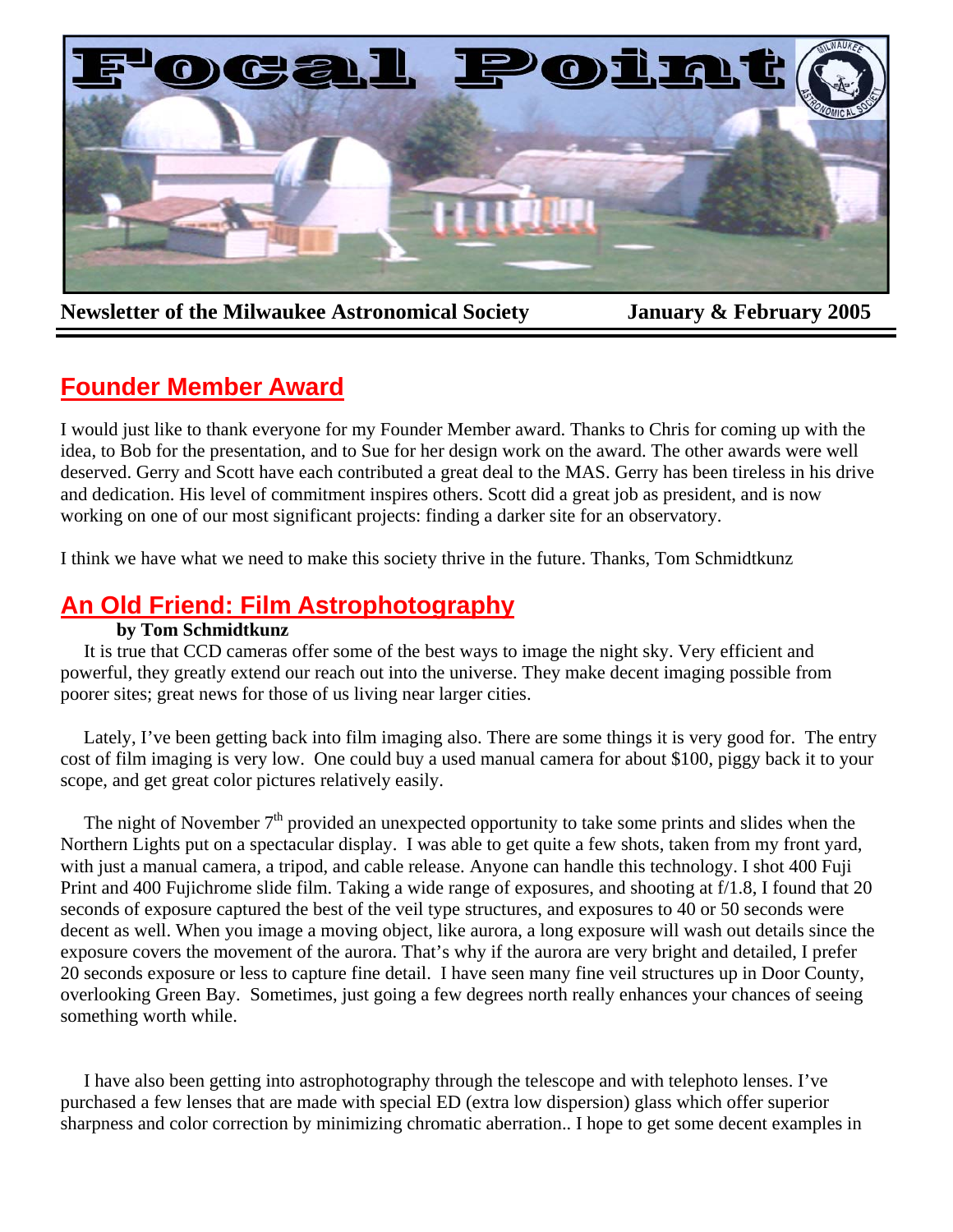# Focal Point

**Newsletter of the Milwaukee Astronomical Society** **January & February 2005**

## Founder Member Award

I would just like to thank everyone for my Founder Member award. Thanks to Chris for coming up with the idea, to Bob for the presentation, and to Sue for her design work on the award. The other awards were well deserved. Gerry and Scott have each contributed a great deal to the MAS. Gerry has been tireless in his drive and dedication. His level of commitment inspires others. Scott did a great job as president, and is now working on one of our most significant projects: finding a darker site for an observatory.

I think we have what we need to make this society thrive in the future. Thanks, Tom Schmidtkunz

## An Old Friend: Film Astrophotography

**by Tom Schmidtkunz**

It is true that CCD cameras offer some of the best ways to image the night sky. Very efficient and powerful, they greatly extend our reach out into the universe. They make decent imaging possible from poorer sites; great news for those of us living near larger cities.

Lately, I've been getting back into film imaging also. There are some things it is very good for. The entry cost of film imaging is very low. One could buy a used manual camera for about $100, piggy back it to your scope, and get great color pictures relatively easily.

The night of November 7th provided an unexpected opportunity to take some prints and slides when the Northern Lights put on a spectacular display. I was able to get quite a few shots, taken from my front yard, with just a manual camera, a tripod, and cable release. Anyone can handle this technology. I shot 400 Fuji Print and 400 Fujichrome slide film. Taking a wide range of exposures, and shooting at f/1.8, I found that 20 seconds of exposure captured the best of the veil type structures, and exposures to 40 or 50 seconds were decent as well. When you image a moving object, like aurora, a long exposure will wash out details since the exposure covers the movement of the aurora. That's why if the aurora are very bright and detailed, I prefer 20 seconds exposure or less to capture fine detail. I have seen many fine veil structures up in Door County, overlooking Green Bay. Sometimes, just going a few degrees north really enhances your chances of seeing something worth while.

I have also been getting into astrophotography through the telescope and with telephoto lenses. I've purchased a few lenses that are made with special ED (extra low dispersion) glass which offer superior sharpness and color correction by minimizing chromatic aberration.. I hope to get some decent examples in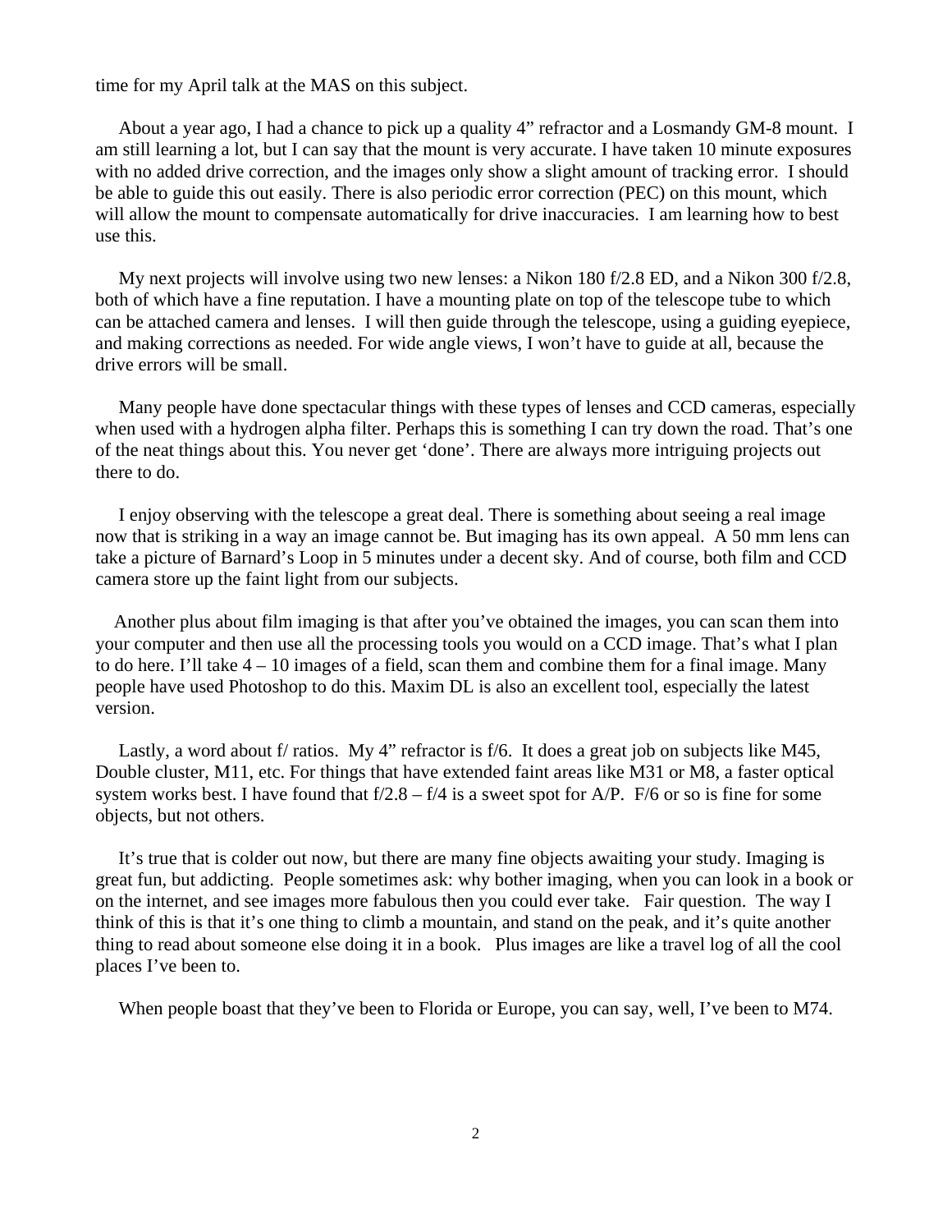time for my April talk at the MAS on this subject.

About a year ago, I had a chance to pick up a quality 4” refractor and a Losmandy GM-8 mount. I am still learning a lot, but I can say that the mount is very accurate. I have taken 10 minute exposures with no added drive correction, and the images only show a slight amount of tracking error. I should be able to guide this out easily. There is also periodic error correction (PEC) on this mount, which will allow the mount to compensate automatically for drive inaccuracies. I am learning how to best use this.

My next projects will involve using two new lenses: a Nikon 180 f/2.8 ED, and a Nikon 300 f/2.8, both of which have a fine reputation. I have a mounting plate on top of the telescope tube to which can be attached camera and lenses. I will then guide through the telescope, using a guiding eyepiece, and making corrections as needed. For wide angle views, I won’t have to guide at all, because the drive errors will be small.

Many people have done spectacular things with these types of lenses and CCD cameras, especially when used with a hydrogen alpha filter. Perhaps this is something I can try down the road. That’s one of the neat things about this. You never get ‘done’. There are always more intriguing projects out there to do.

I enjoy observing with the telescope a great deal. There is something about seeing a real image now that is striking in a way an image cannot be. But imaging has its own appeal. A 50 mm lens can take a picture of Barnard’s Loop in 5 minutes under a decent sky. And of course, both film and CCD camera store up the faint light from our subjects.

Another plus about film imaging is that after you’ve obtained the images, you can scan them into your computer and then use all the processing tools you would on a CCD image. That’s what I plan to do here. I’ll take 4 – 10 images of a field, scan them and combine them for a final image. Many people have used Photoshop to do this. Maxim DL is also an excellent tool, especially the latest version.

Lastly, a word about f/ ratios. My 4” refractor is f/6. It does a great job on subjects like M45, Double cluster, M11, etc. For things that have extended faint areas like M31 or M8, a faster optical system works best. I have found that f/2.8 – f/4 is a sweet spot for A/P. F/6 or so is fine for some objects, but not others.

It’s true that is colder out now, but there are many fine objects awaiting your study. Imaging is great fun, but addicting. People sometimes ask: why bother imaging, when you can look in a book or on the internet, and see images more fabulous then you could ever take. Fair question. The way I think of this is that it’s one thing to climb a mountain, and stand on the peak, and it’s quite another thing to read about someone else doing it in a book. Plus images are like a travel log of all the cool places I’ve been to.

When people boast that they’ve been to Florida or Europe, you can say, well, I’ve been to M74.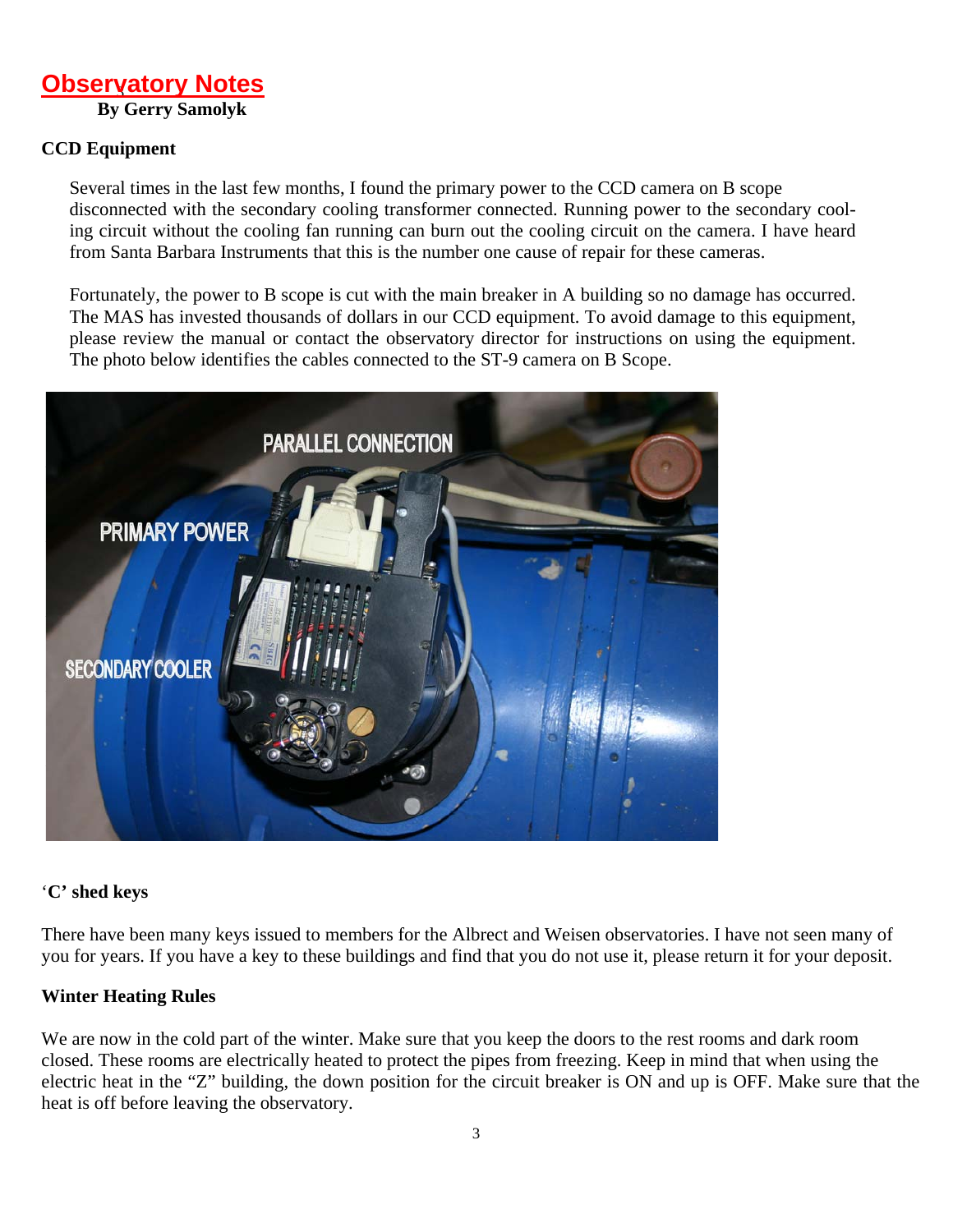# Observatory Notes

**By Gerry Samolyk**

## CCD Equipment

Several times in the last few months, I found the primary power to the CCD camera on B scope disconnected with the secondary cooling transformer connected. Running power to the secondary cooling circuit without the cooling fan running can burn out the cooling circuit on the camera. I have heard from Santa Barbara Instruments that this is the number one cause of repair for these cameras.

Fortunately, the power to B scope is cut with the main breaker in A building so no damage has occurred. The MAS has invested thousands of dollars in our CCD equipment. To avoid damage to this equipment, please review the manual or contact the observatory director for instructions on using the equipment. The photo below identifies the cables connected to the ST-9 camera on B Scope.

## 'C' shed keys

There have been many keys issued to members for the Albrect and Weisen observatories. I have not seen many of you for years. If you have a key to these buildings and find that you do not use it, please return it for your deposit.

## Winter Heating Rules

We are now in the cold part of the winter. Make sure that you keep the doors to the rest rooms and dark room closed. These rooms are electrically heated to protect the pipes from freezing. Keep in mind that when using the electric heat in the "Z" building, the down position for the circuit breaker is ON and up is OFF. Make sure that the heat is off before leaving the observatory.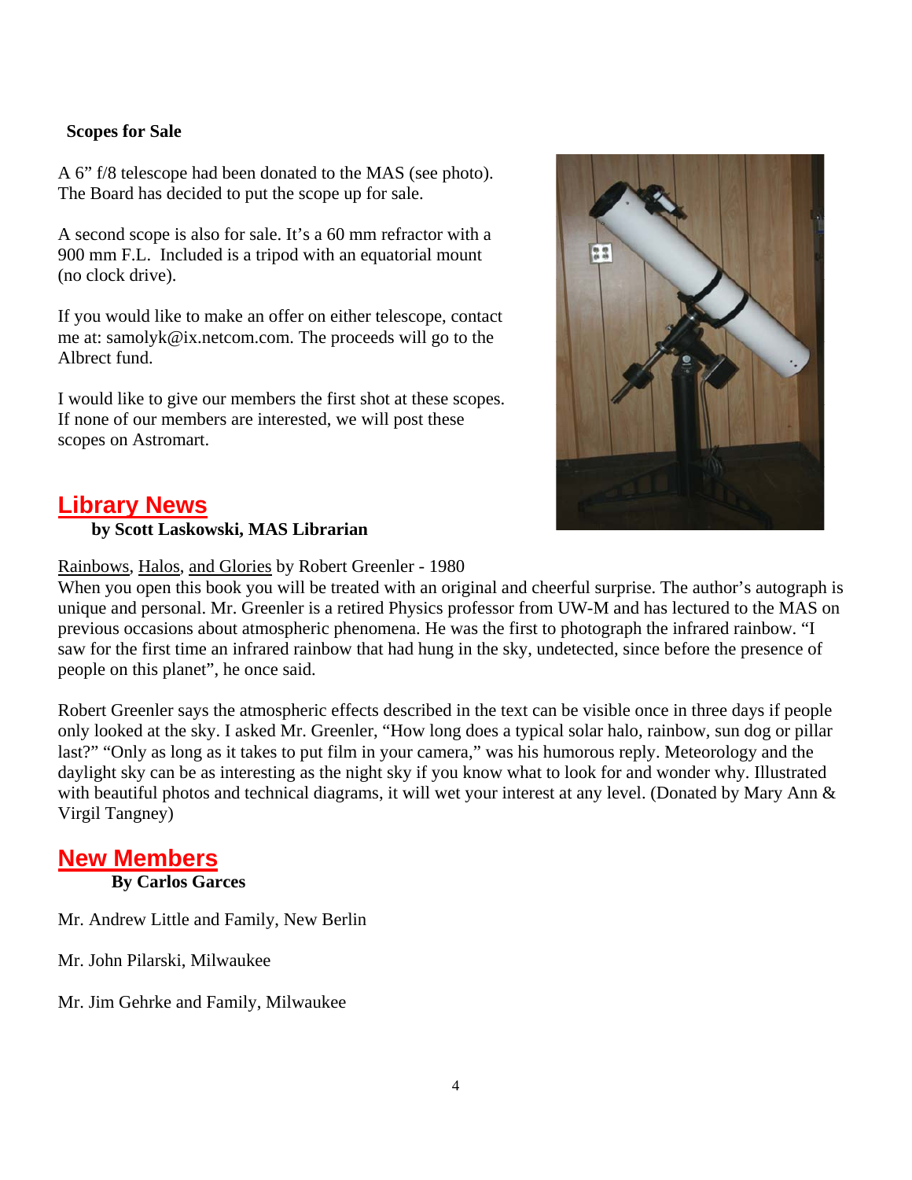**Scopes for Sale**

A 6" f/8 telescope had been donated to the MAS (see photo). The Board has decided to put the scope up for sale.

A second scope is also for sale. It's a 60 mm refractor with a 900 mm F.L. Included is a tripod with an equatorial mount (no clock drive).

If you would like to make an offer on either telescope, contact me at: samolyk@ix.netcom.com. The proceeds will go to the Albrect fund.

I would like to give our members the first shot at these scopes. If none of our members are interested, we will post these scopes on Astromart.

## Library News

**by Scott Laskowski, MAS Librarian**

Rainbows, Halos, and Glories by Robert Greenler - 1980

When you open this book you will be treated with an original and cheerful surprise. The author's autograph is unique and personal. Mr. Greenler is a retired Physics professor from UW-M and has lectured to the MAS on previous occasions about atmospheric phenomena. He was the first to photograph the infrared rainbow. "I saw for the first time an infrared rainbow that had hung in the sky, undetected, since before the presence of people on this planet", he once said.

Robert Greenler says the atmospheric effects described in the text can be visible once in three days if people only looked at the sky. I asked Mr. Greenler, "How long does a typical solar halo, rainbow, sun dog or pillar last?" "Only as long as it takes to put film in your camera," was his humorous reply. Meteorology and the daylight sky can be as interesting as the night sky if you know what to look for and wonder why. Illustrated with beautiful photos and technical diagrams, it will wet your interest at any level. (Donated by Mary Ann & Virgil Tangney)

## New Members

**By Carlos Garces**

Mr. Andrew Little and Family, New Berlin

Mr. John Pilarski, Milwaukee

Mr. Jim Gehrke and Family, Milwaukee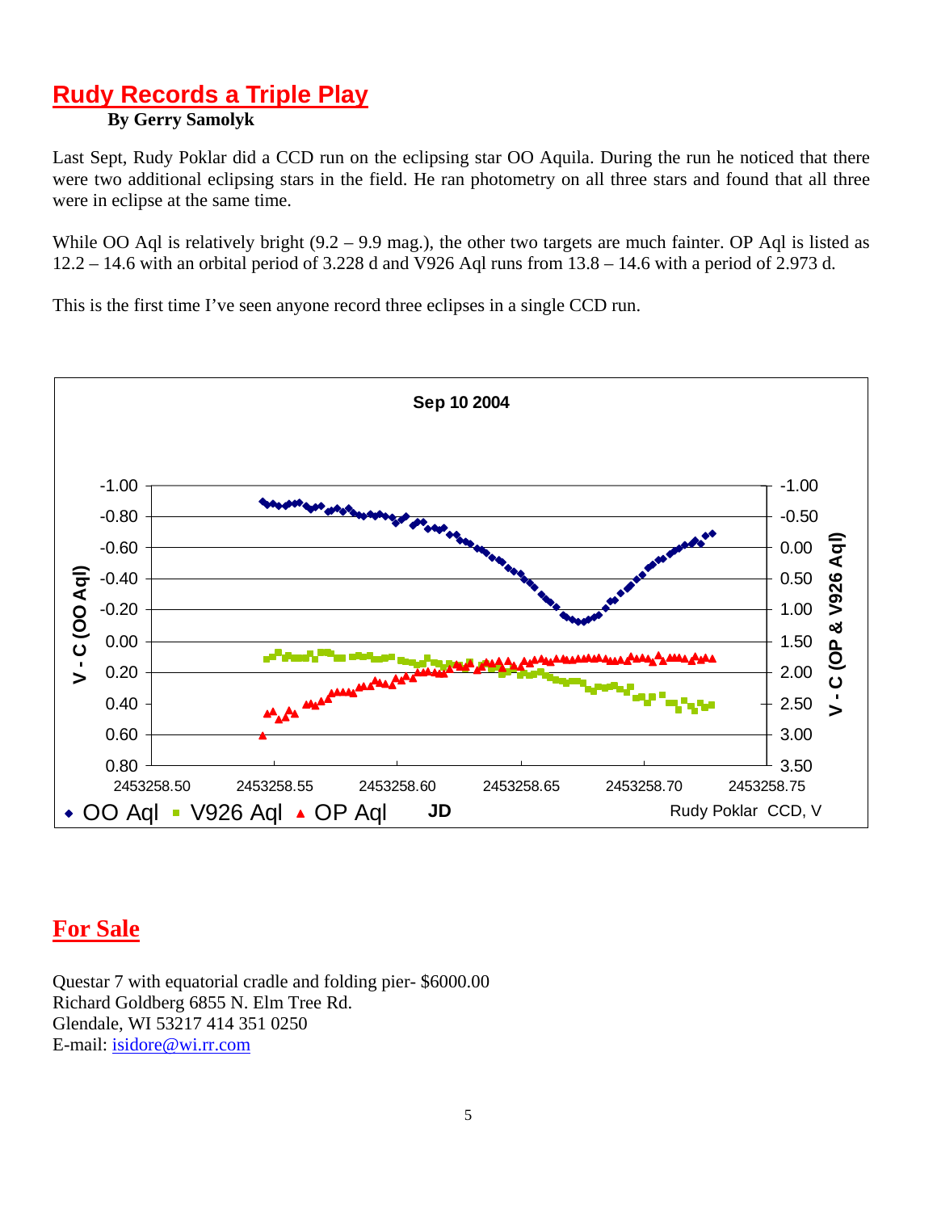## Rudy Records a Triple Play

**By Gerry Samolyk**

Last Sept, Rudy Poklar did a CCD run on the eclipsing star OO Aquila. During the run he noticed that there were two additional eclipsing stars in the field. He ran photometry on all three stars and found that all three were in eclipse at the same time.

While OO Aql is relatively bright (9.2 – 9.9 mag.), the other two targets are much fainter. OP Aql is listed as 12.2 – 14.6 with an orbital period of 3.228 d and V926 Aql runs from 13.8 – 14.6 with a period of 2.973 d.

This is the first time I've seen anyone record three eclipses in a single CCD run.

Sep 10 2004

V - C (OO Aql) | V - C (OP & V926 Aql) | JD

◆ OO Aql ■ V926 Aql ▲ OP Aql

Rudy Poklar CCD, V

## For Sale

Questar 7 with equatorial cradle and folding pier- $6000.00
Richard Goldberg 6855 N. Elm Tree Rd.
Glendale, WI 53217 414 351 0250
E-mail: isidore@wi.rr.com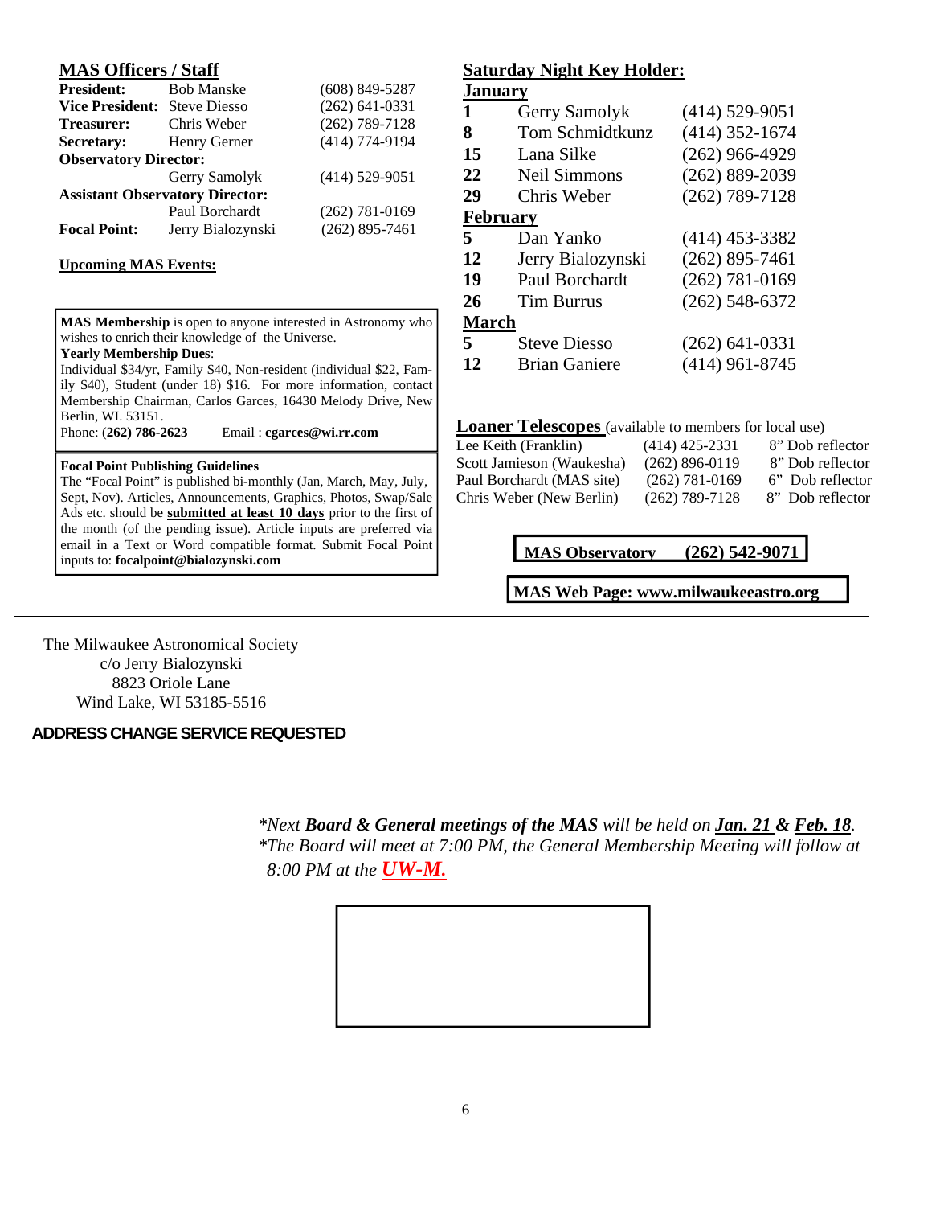## MAS Officers / Staff

| | | |
|---|---|---|
| **President:** | Bob Manske | (608) 849-5287 |
| **Vice President:** | Steve Diesso | (262) 641-0331 |
| **Treasurer:** | Chris Weber | (262) 789-7128 |
| **Secretary:** | Henry Gerner | (414) 774-9194 |
| **Observatory Director:** | | |
| | Gerry Samolyk | (414) 529-9051 |
| **Assistant Observatory Director:** | | |
| | Paul Borchardt | (262) 781-0169 |
| **Focal Point:** | Jerry Bialozynski | (262) 895-7461 |

**Upcoming MAS Events:**

**MAS Membership** is open to anyone interested in Astronomy who wishes to enrich their knowledge of the Universe.
**Yearly Membership Dues**:
Individual $34/yr, Family $40, Non-resident (individual $22, Family $40), Student (under 18) $16. For more information, contact Membership Chairman, Carlos Garces, 16430 Melody Drive, New Berlin, WI. 53151.
Phone: (**262) 786-2623** Email : **cgarces@wi.rr.com**

**Focal Point Publishing Guidelines**
The "Focal Point" is published bi-monthly (Jan, March, May, July, Sept, Nov). Articles, Announcements, Graphics, Photos, Swap/Sale Ads etc. should be **submitted at least 10 days** prior to the first of the month (of the pending issue). Article inputs are preferred via email in a Text or Word compatible format. Submit Focal Point inputs to: **focalpoint@bialozynski.com**

## Saturday Night Key Holder:

| | | |
|---|---|---|
| **January** | | |
| **1** | Gerry Samolyk | (414) 529-9051 |
| **8** | Tom Schmidtkunz | (414) 352-1674 |
| **15** | Lana Silke | (262) 966-4929 |
| **22** | Neil Simmons | (262) 889-2039 |
| **29** | Chris Weber | (262) 789-7128 |
| **February** | | |
| **5** | Dan Yanko | (414) 453-3382 |
| **12** | Jerry Bialozynski | (262) 895-7461 |
| **19** | Paul Borchardt | (262) 781-0169 |
| **26** | Tim Burrus | (262) 548-6372 |
| **March** | | |
| **5** | Steve Diesso | (262) 641-0331 |
| **12** | Brian Ganiere | (414) 961-8745 |

**Loaner Telescopes** (available to members for local use)

| | | |
|---|---|---|
| Lee Keith (Franklin) | (414) 425-2331 | 8" Dob reflector |
| Scott Jamieson (Waukesha) | (262) 896-0119 | 8" Dob reflector |
| Paul Borchardt (MAS site) | (262) 781-0169 | 6" Dob reflector |
| Chris Weber (New Berlin) | (262) 789-7128 | 8" Dob reflector |

**MAS Observatory (262) 542-9071**

**MAS Web Page: www.milwaukeeastro.org**

The Milwaukee Astronomical Society
c/o Jerry Bialozynski
8823 Oriole Lane
Wind Lake, WI 53185-5516

**ADDRESS CHANGE SERVICE REQUESTED**

*\*Next **Board & General meetings of the MAS** will be held on **Jan. 21 & Feb. 18**.*
*\*The Board will meet at 7:00 PM, the General Membership Meeting will follow at 8:00 PM at the **UW-M.***